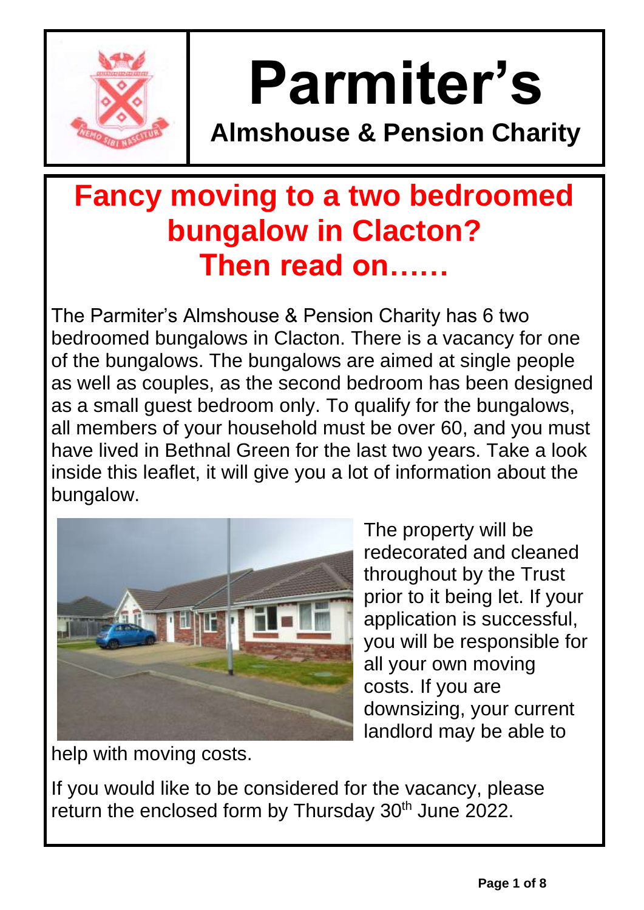# Parmiter's

## Almshouse & Pension Charity

## Fancy moving to a two bedroomed bungalow in Clacton? Then read on……

The Parmiter's Almshouse & Pension Charity has 6 two bedroomed bungalows in Clacton. There is a vacancy for one of the bungalows. The bungalows are aimed at single people as well as couples, as the second bedroom has been designed as a small guest bedroom only. To qualify for the bungalows, all members of your household must be over 60, and you must have lived in Bethnal Green for the last two years. Take a look inside this leaflet, it will give you a lot of information about the bungalow.

The property will be redecorated and cleaned throughout by the Trust prior to it being let. If your application is successful, you will be responsible for all your own moving costs. If you are downsizing, your current landlord may be able to help with moving costs.

If you would like to be considered for the vacancy, please return the enclosed form by Thursday 30th June 2022.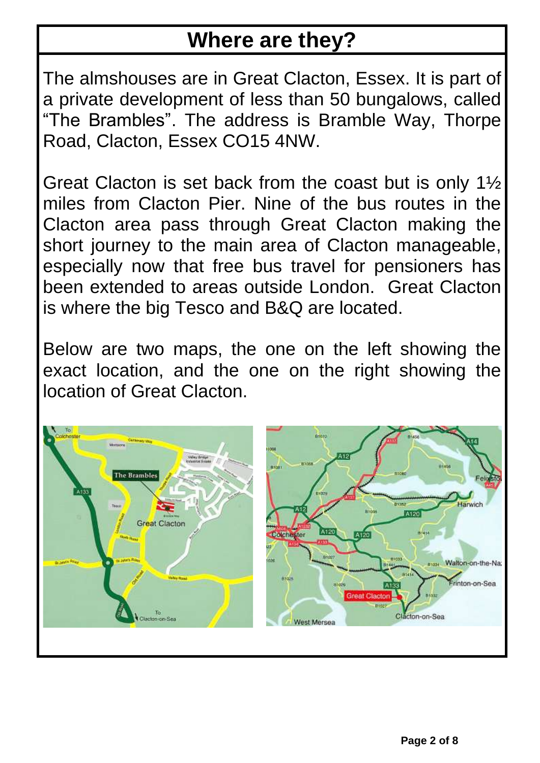# Where are they?

The almshouses are in Great Clacton, Essex. It is part of a private development of less than 50 bungalows, called “The Brambles”. The address is Bramble Way, Thorpe Road, Clacton, Essex CO15 4NW.

Great Clacton is set back from the coast but is only 1½ miles from Clacton Pier. Nine of the bus routes in the Clacton area pass through Great Clacton making the short journey to the main area of Clacton manageable, especially now that free bus travel for pensioners has been extended to areas outside London. Great Clacton is where the big Tesco and B&Q are located.

Below are two maps, the one on the left showing the exact location, and the one on the right showing the location of Great Clacton.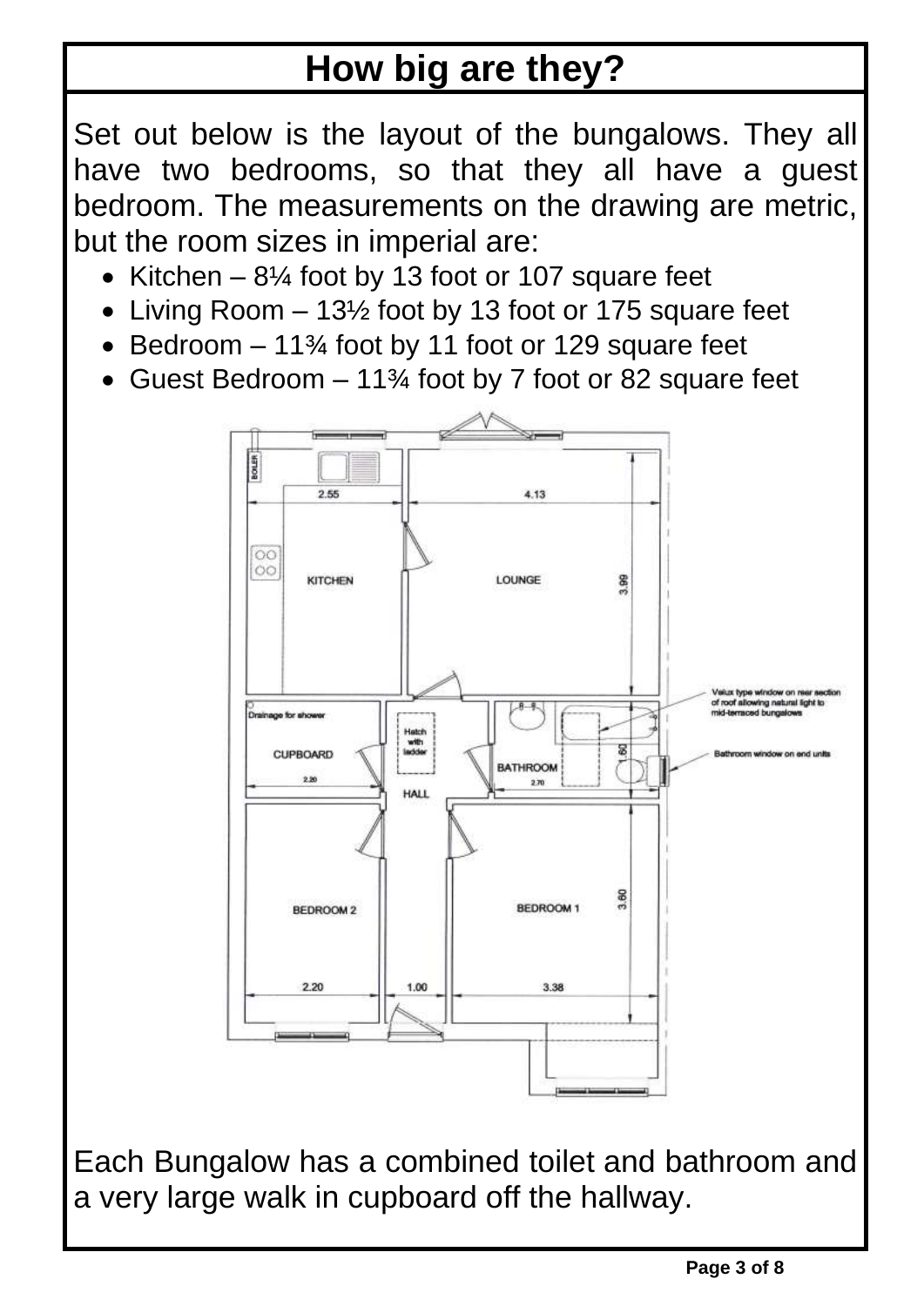# How big are they?

Set out below is the layout of the bungalows. They all have two bedrooms, so that they all have a guest bedroom. The measurements on the drawing are metric, but the room sizes in imperial are:

- Kitchen – 8¼ foot by 13 foot or 107 square feet
- Living Room – 13½ foot by 13 foot or 175 square feet
- Bedroom – 11¾ foot by 11 foot or 129 square feet
- Guest Bedroom – 11¾ foot by 7 foot or 82 square feet

Each Bungalow has a combined toilet and bathroom and a very large walk in cupboard off the hallway.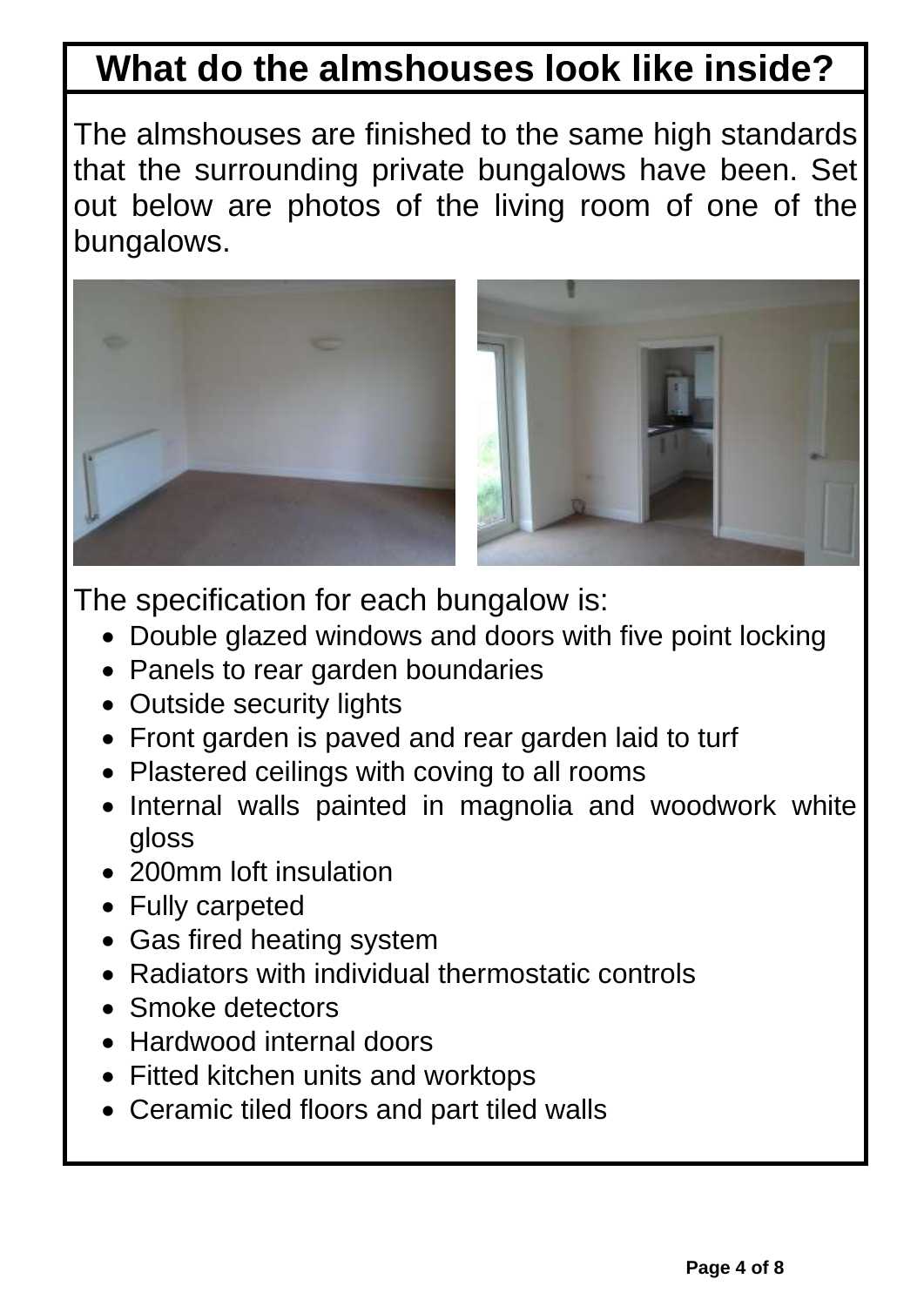# What do the almshouses look like inside?

The almshouses are finished to the same high standards that the surrounding private bungalows have been. Set out below are photos of the living room of one of the bungalows.

The specification for each bungalow is:

- Double glazed windows and doors with five point locking
- Panels to rear garden boundaries
- Outside security lights
- Front garden is paved and rear garden laid to turf
- Plastered ceilings with coving to all rooms
- Internal walls painted in magnolia and woodwork white gloss
- 200mm loft insulation
- Fully carpeted
- Gas fired heating system
- Radiators with individual thermostatic controls
- Smoke detectors
- Hardwood internal doors
- Fitted kitchen units and worktops
- Ceramic tiled floors and part tiled walls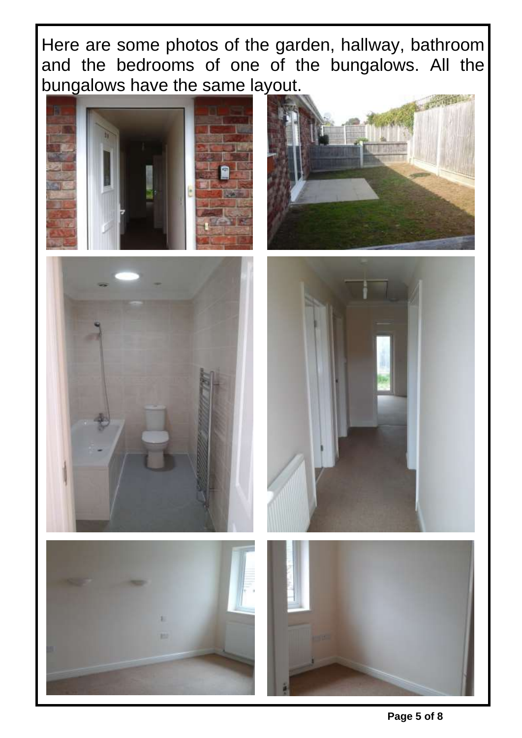Here are some photos of the garden, hallway, bathroom and the bedrooms of one of the bungalows. All the bungalows have the same layout.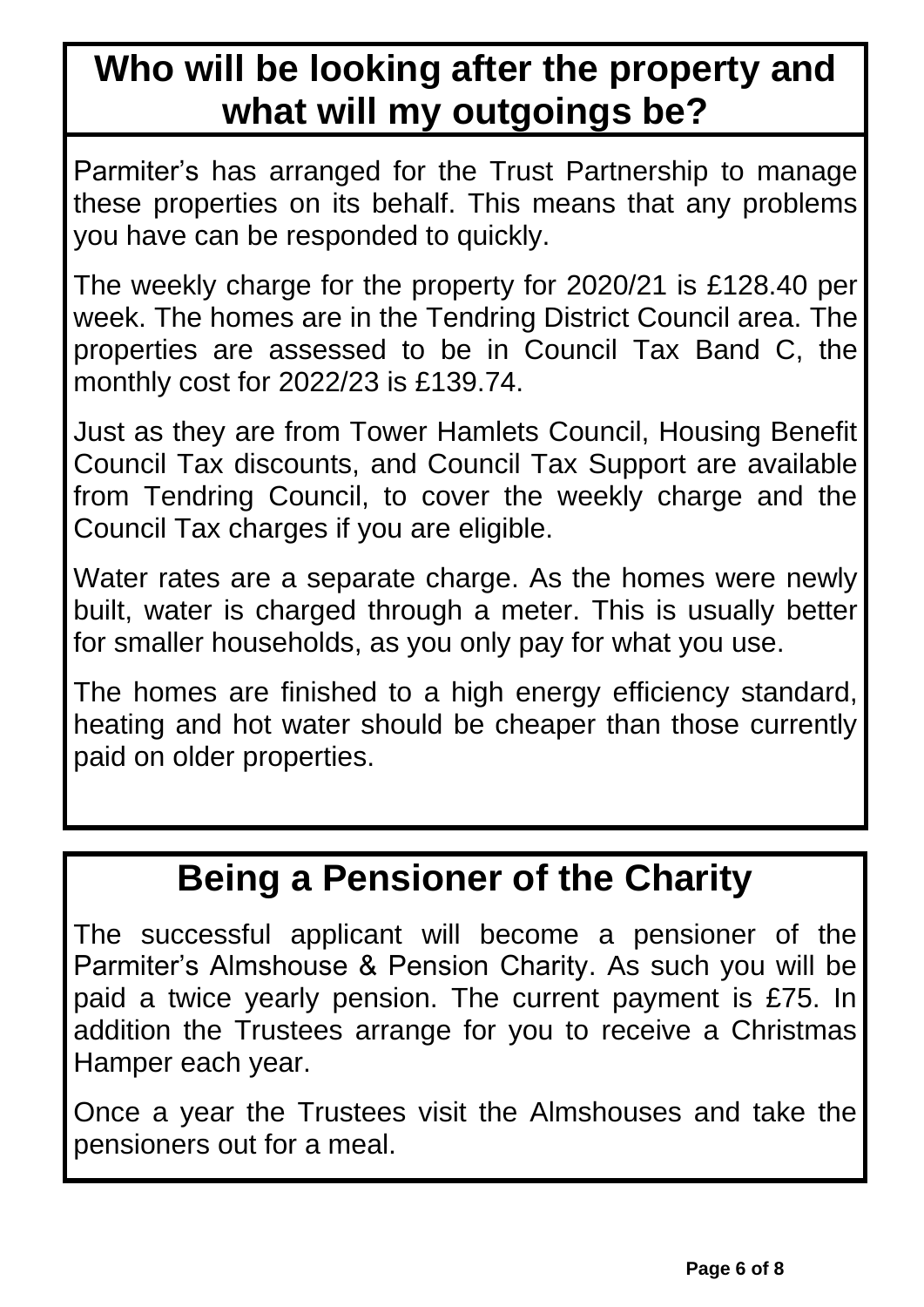## Who will be looking after the property and what will my outgoings be?

Parmiter's has arranged for the Trust Partnership to manage these properties on its behalf. This means that any problems you have can be responded to quickly.

The weekly charge for the property for 2020/21 is £128.40 per week. The homes are in the Tendring District Council area. The properties are assessed to be in Council Tax Band C, the monthly cost for 2022/23 is £139.74.

Just as they are from Tower Hamlets Council, Housing Benefit Council Tax discounts, and Council Tax Support are available from Tendring Council, to cover the weekly charge and the Council Tax charges if you are eligible.

Water rates are a separate charge. As the homes were newly built, water is charged through a meter. This is usually better for smaller households, as you only pay for what you use.

The homes are finished to a high energy efficiency standard, heating and hot water should be cheaper than those currently paid on older properties.

## Being a Pensioner of the Charity

The successful applicant will become a pensioner of the Parmiter's Almshouse & Pension Charity. As such you will be paid a twice yearly pension. The current payment is £75. In addition the Trustees arrange for you to receive a Christmas Hamper each year.

Once a year the Trustees visit the Almshouses and take the pensioners out for a meal.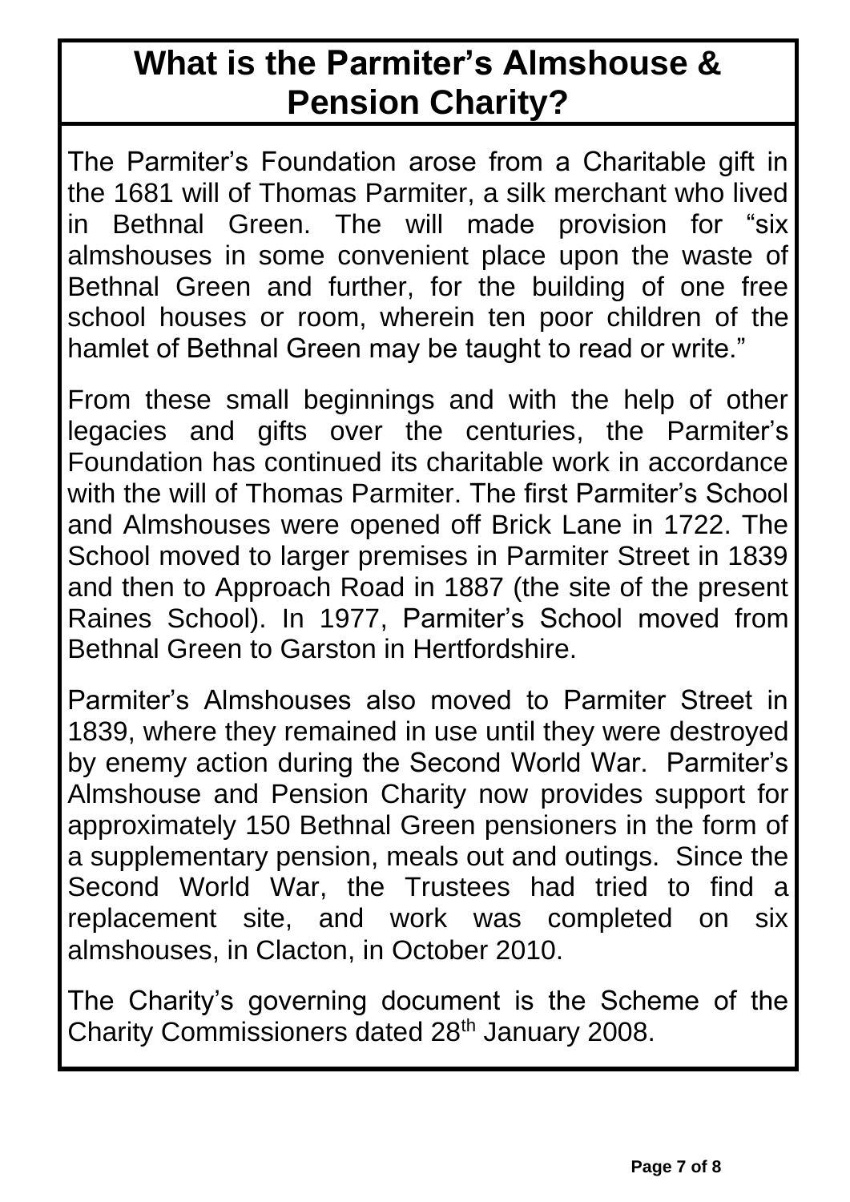# What is the Parmiter's Almshouse & Pension Charity?

The Parmiter's Foundation arose from a Charitable gift in the 1681 will of Thomas Parmiter, a silk merchant who lived in Bethnal Green. The will made provision for "six almshouses in some convenient place upon the waste of Bethnal Green and further, for the building of one free school houses or room, wherein ten poor children of the hamlet of Bethnal Green may be taught to read or write."

From these small beginnings and with the help of other legacies and gifts over the centuries, the Parmiter's Foundation has continued its charitable work in accordance with the will of Thomas Parmiter. The first Parmiter's School and Almshouses were opened off Brick Lane in 1722. The School moved to larger premises in Parmiter Street in 1839 and then to Approach Road in 1887 (the site of the present Raines School). In 1977, Parmiter's School moved from Bethnal Green to Garston in Hertfordshire.

Parmiter's Almshouses also moved to Parmiter Street in 1839, where they remained in use until they were destroyed by enemy action during the Second World War. Parmiter's Almshouse and Pension Charity now provides support for approximately 150 Bethnal Green pensioners in the form of a supplementary pension, meals out and outings. Since the Second World War, the Trustees had tried to find a replacement site, and work was completed on six almshouses, in Clacton, in October 2010.

The Charity's governing document is the Scheme of the Charity Commissioners dated 28th January 2008.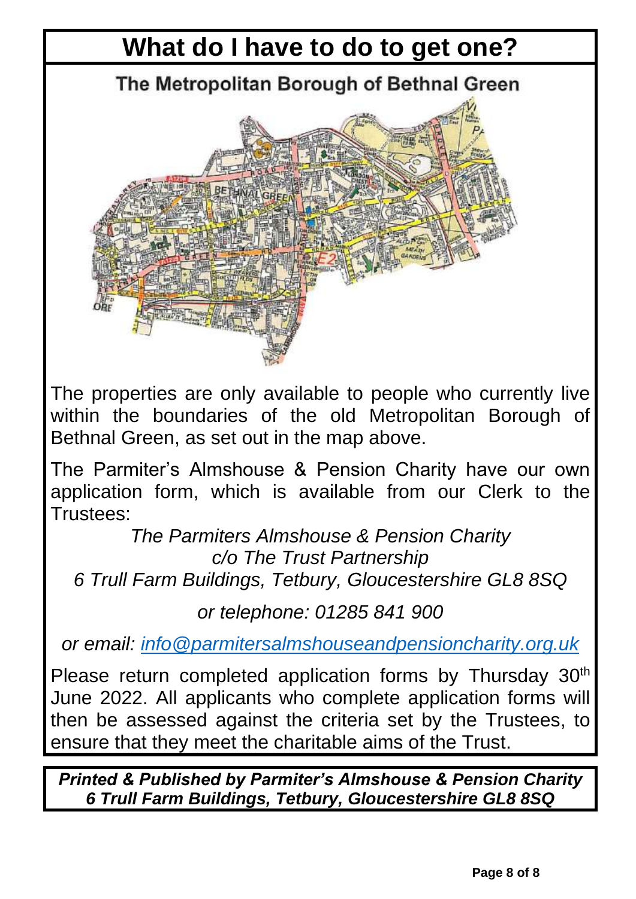# What do I have to do to get one?

## The Metropolitan Borough of Bethnal Green

The properties are only available to people who currently live within the boundaries of the old Metropolitan Borough of Bethnal Green, as set out in the map above.

The Parmiter's Almshouse & Pension Charity have our own application form, which is available from our Clerk to the Trustees:

*The Parmiters Almshouse & Pension Charity*
*c/o The Trust Partnership*
*6 Trull Farm Buildings, Tetbury, Gloucestershire GL8 8SQ*

*or telephone: 01285 841 900*

*or email: info@parmitersalmshouseandpensioncharity.org.uk*

Please return completed application forms by Thursday 30th June 2022. All applicants who complete application forms will then be assessed against the criteria set by the Trustees, to ensure that they meet the charitable aims of the Trust.

***Printed & Published by Parmiter's Almshouse & Pension Charity***
***6 Trull Farm Buildings, Tetbury, Gloucestershire GL8 8SQ***